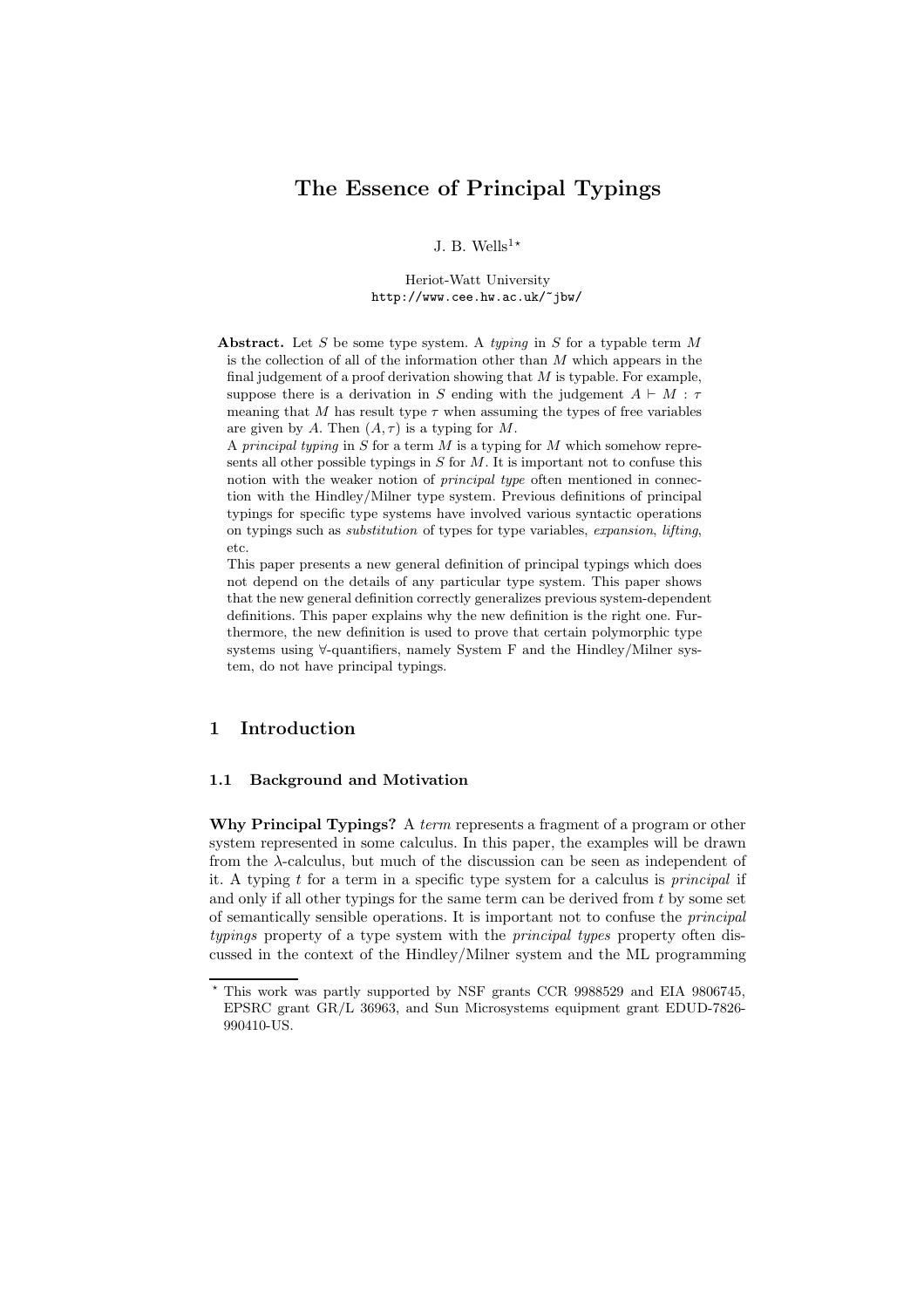# The Essence of Principal Typings

J. B. Wells[1]*

Heriot-Watt University
http://www.cee.hw.ac.uk/~jbw/

**Abstract.** Let $S$ be some type system. A *typing* in $S$ for a typable term $M$ is the collection of all of the information other than $M$ which appears in the final judgement of a proof derivation showing that $M$ is typable. For example, suppose there is a derivation in $S$ ending with the judgement $A \vdash M : \tau$ meaning that $M$ has result type $\tau$ when assuming the types of free variables are given by $A$. Then $(A, \tau)$ is a typing for $M$.

A *principal typing* in $S$ for a term $M$ is a typing for $M$ which somehow represents all other possible typings in $S$ for $M$. It is important not to confuse this notion with the weaker notion of *principal type* often mentioned in connection with the Hindley/Milner type system. Previous definitions of principal typings for specific type systems have involved various syntactic operations on typings such as *substitution* of types for type variables, *expansion*, *lifting*, etc.

This paper presents a new general definition of principal typings which does not depend on the details of any particular type system. This paper shows that the new general definition correctly generalizes previous system-dependent definitions. This paper explains why the new definition is the right one. Furthermore, the new definition is used to prove that certain polymorphic type systems using $\forall$-quantifiers, namely System F and the Hindley/Milner system, do not have principal typings.

## 1 Introduction

### 1.1 Background and Motivation

**Why Principal Typings?** A *term* represents a fragment of a program or other system represented in some calculus. In this paper, the examples will be drawn from the $\lambda$-calculus, but much of the discussion can be seen as independent of it. A typing $t$ for a term in a specific type system for a calculus is *principal* if and only if all other typings for the same term can be derived from $t$ by some set of semantically sensible operations. It is important not to confuse the *principal typings* property of a type system with the *principal types* property often discussed in the context of the Hindley/Milner system and the ML programming

* This work was partly supported by NSF grants CCR 9988529 and EIA 9806745, EPSRC grant GR/L 36963, and Sun Microsystems equipment grant EDUD-7826-990410-US.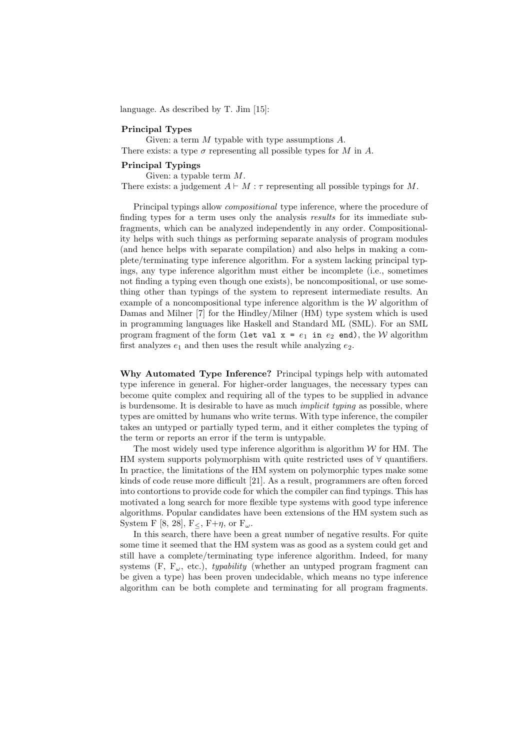language. As described by T. Jim [15]:

**Principal Types**

Given: a term $M$ typable with type assumptions $A$.
There exists: a type $\sigma$ representing all possible types for $M$ in $A$.

**Principal Typings**

Given: a typable term $M$.
There exists: a judgement $A \vdash M : \tau$ representing all possible typings for $M$.

Principal typings allow *compositional* type inference, where the procedure of finding types for a term uses only the analysis *results* for its immediate subfragments, which can be analyzed independently in any order. Compositionality helps with such things as performing separate analysis of program modules (and hence helps with separate compilation) and also helps in making a complete/terminating type inference algorithm. For a system lacking principal typings, any type inference algorithm must either be incomplete (i.e., sometimes not finding a typing even though one exists), be noncompositional, or use something other than typings of the system to represent intermediate results. An example of a noncompositional type inference algorithm is the $\mathcal{W}$ algorithm of Damas and Milner [7] for the Hindley/Milner (HM) type system which is used in programming languages like Haskell and Standard ML (SML). For an SML program fragment of the form `(let val x =` $e_1$ `in` $e_2$ `end)`, the $\mathcal{W}$ algorithm first analyzes $e_1$ and then uses the result while analyzing $e_2$.

**Why Automated Type Inference?** Principal typings help with automated type inference in general. For higher-order languages, the necessary types can become quite complex and requiring all of the types to be supplied in advance is burdensome. It is desirable to have as much *implicit typing* as possible, where types are omitted by humans who write terms. With type inference, the compiler takes an untyped or partially typed term, and it either completes the typing of the term or reports an error if the term is untypable.

The most widely used type inference algorithm is algorithm $\mathcal{W}$ for HM. The HM system supports polymorphism with quite restricted uses of $\forall$ quantifiers. In practice, the limitations of the HM system on polymorphic types make some kinds of code reuse more difficult [21]. As a result, programmers are often forced into contortions to provide code for which the compiler can find typings. This has motivated a long search for more flexible type systems with good type inference algorithms. Popular candidates have been extensions of the HM system such as System F [8, 28], $\text{F}_{\leq}$, F+$\eta$, or $\text{F}_{\omega}$.

In this search, there have been a great number of negative results. For quite some time it seemed that the HM system was as good as a system could get and still have a complete/terminating type inference algorithm. Indeed, for many systems (F, $\text{F}_{\omega}$, etc.), *typability* (whether an untyped program fragment can be given a type) has been proven undecidable, which means no type inference algorithm can be both complete and terminating for all program fragments.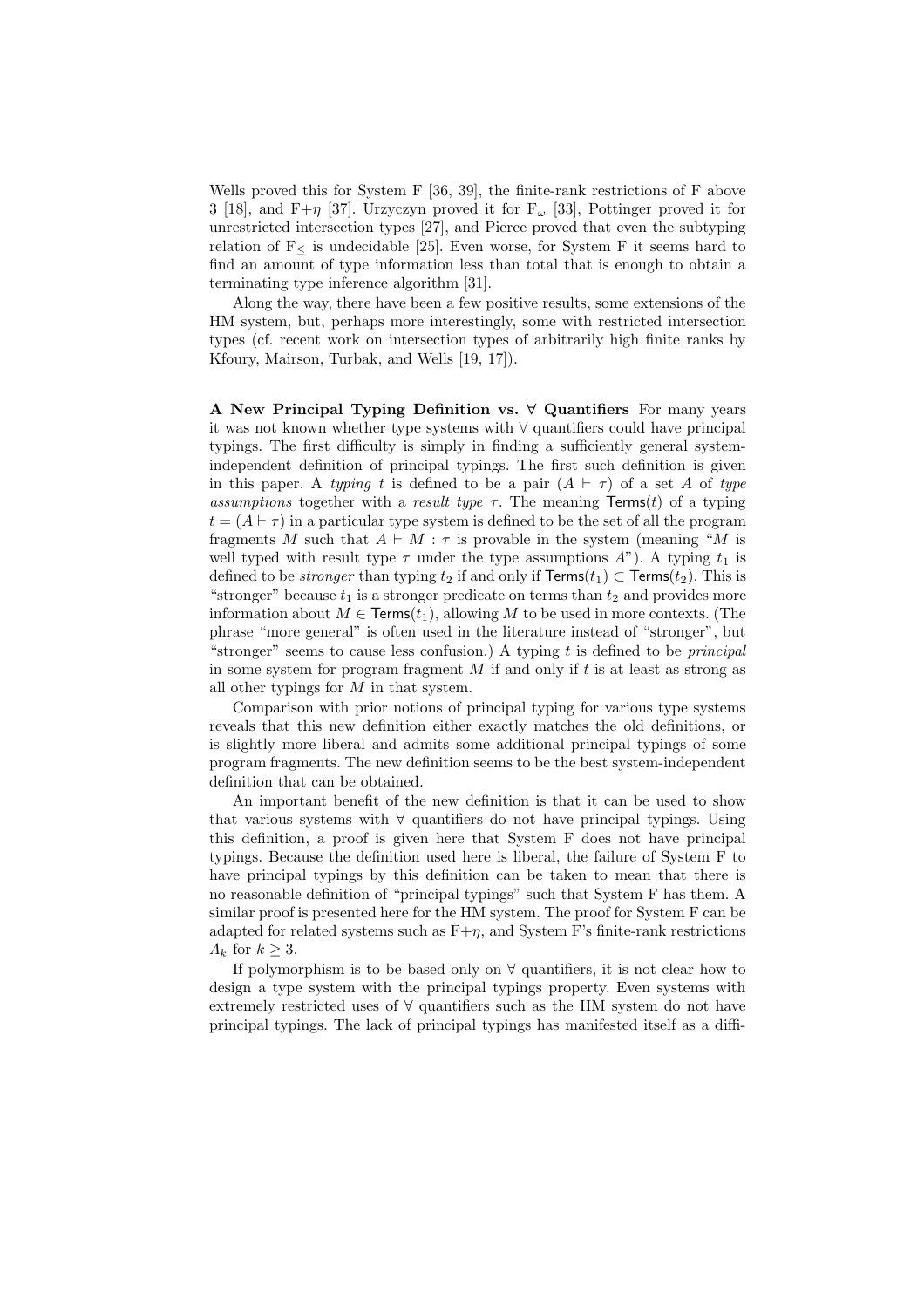Wells proved this for System F [36, 39], the finite-rank restrictions of F above 3 [18], and F+$\eta$ [37]. Urzyczyn proved it for $F_\omega$ [33], Pottinger proved it for unrestricted intersection types [27], and Pierce proved that even the subtyping relation of $F_\leq$ is undecidable [25]. Even worse, for System F it seems hard to find an amount of type information less than total that is enough to obtain a terminating type inference algorithm [31].

Along the way, there have been a few positive results, some extensions of the HM system, but, perhaps more interestingly, some with restricted intersection types (cf. recent work on intersection types of arbitrarily high finite ranks by Kfoury, Mairson, Turbak, and Wells [19, 17]).

**A New Principal Typing Definition vs. ∀ Quantifiers** For many years it was not known whether type systems with ∀ quantifiers could have principal typings. The first difficulty is simply in finding a sufficiently general system-independent definition of principal typings. The first such definition is given in this paper. A *typing* $t$ is defined to be a pair $(A \vdash \tau)$ of a set $A$ of *type assumptions* together with a *result type* $\tau$. The meaning $\mathsf{Terms}(t)$ of a typing $t = (A \vdash \tau)$ in a particular type system is defined to be the set of all the program fragments $M$ such that $A \vdash M : \tau$ is provable in the system (meaning "$M$ is well typed with result type $\tau$ under the type assumptions $A$"). A typing $t_1$ is defined to be *stronger* than typing $t_2$ if and only if $\mathsf{Terms}(t_1) \subset \mathsf{Terms}(t_2)$. This is "stronger" because $t_1$ is a stronger predicate on terms than $t_2$ and provides more information about $M \in \mathsf{Terms}(t_1)$, allowing $M$ to be used in more contexts. (The phrase "more general" is often used in the literature instead of "stronger", but "stronger" seems to cause less confusion.) A typing $t$ is defined to be *principal* in some system for program fragment $M$ if and only if $t$ is at least as strong as all other typings for $M$ in that system.

Comparison with prior notions of principal typing for various type systems reveals that this new definition either exactly matches the old definitions, or is slightly more liberal and admits some additional principal typings of some program fragments. The new definition seems to be the best system-independent definition that can be obtained.

An important benefit of the new definition is that it can be used to show that various systems with ∀ quantifiers do not have principal typings. Using this definition, a proof is given here that System F does not have principal typings. Because the definition used here is liberal, the failure of System F to have principal typings by this definition can be taken to mean that there is no reasonable definition of "principal typings" such that System F has them. A similar proof is presented here for the HM system. The proof for System F can be adapted for related systems such as F+$\eta$, and System F's finite-rank restrictions $\Lambda_k$ for $k \geq 3$.

If polymorphism is to be based only on ∀ quantifiers, it is not clear how to design a type system with the principal typings property. Even systems with extremely restricted uses of ∀ quantifiers such as the HM system do not have principal typings. The lack of principal typings has manifested itself as a diffi-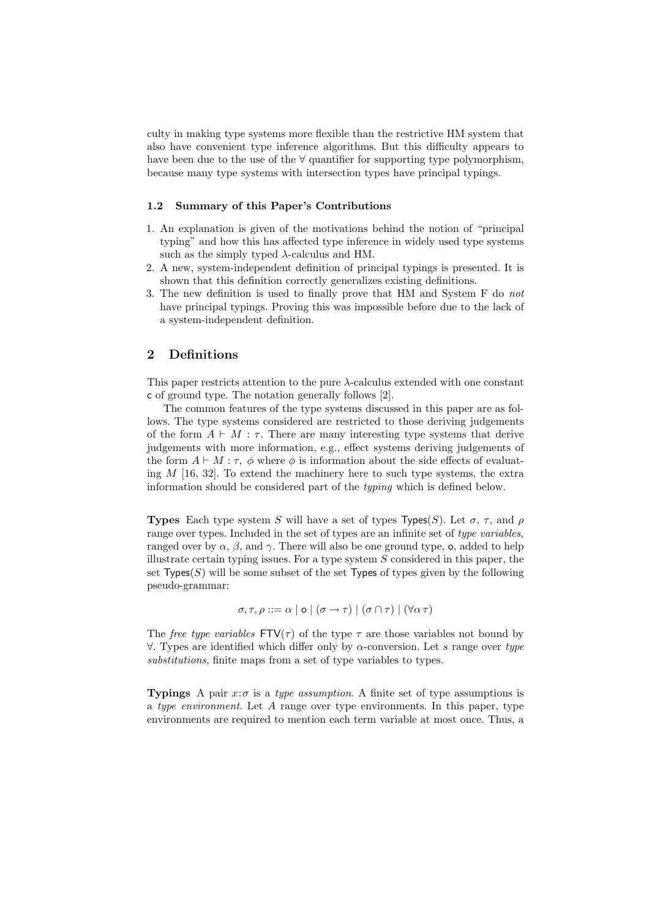culty in making type systems more flexible than the restrictive HM system that also have convenient type inference algorithms. But this difficulty appears to have been due to the use of the $\forall$ quantifier for supporting type polymorphism, because many type systems with intersection types have principal typings.

### 1.2 Summary of this Paper's Contributions

1. An explanation is given of the motivations behind the notion of "principal typing" and how this has affected type inference in widely used type systems such as the simply typed $\lambda$-calculus and HM.
2. A new, system-independent definition of principal typings is presented. It is shown that this definition correctly generalizes existing definitions.
3. The new definition is used to finally prove that HM and System F do *not* have principal typings. Proving this was impossible before due to the lack of a system-independent definition.

## 2 Definitions

This paper restricts attention to the pure $\lambda$-calculus extended with one constant $\mathsf{c}$ of ground type. The notation generally follows [2].

The common features of the type systems discussed in this paper are as follows. The type systems considered are restricted to those deriving judgements of the form $A \vdash M : \tau$. There are many interesting type systems that derive judgements with more information, e.g., effect systems deriving judgements of the form $A \vdash M : \tau,\ \phi$ where $\phi$ is information about the side effects of evaluating $M$ [16, 32]. To extend the machinery here to such type systems, the extra information should be considered part of the *typing* which is defined below.

**Types** Each type system $S$ will have a set of types $\mathsf{Types}(S)$. Let $\sigma$, $\tau$, and $\rho$ range over types. Included in the set of types are an infinite set of *type variables*, ranged over by $\alpha$, $\beta$, and $\gamma$. There will also be one ground type, $\mathsf{o}$, added to help illustrate certain typing issues. For a type system $S$ considered in this paper, the set $\mathsf{Types}(S)$ will be some subset of the set $\mathsf{Types}$ of types given by the following pseudo-grammar:

$$\sigma, \tau, \rho ::= \alpha \mid \mathsf{o} \mid (\sigma \to \tau) \mid (\sigma \cap \tau) \mid (\forall \alpha\, \tau)$$

The *free type variables* $\mathsf{FTV}(\tau)$ of the type $\tau$ are those variables not bound by $\forall$. Types are identified which differ only by $\alpha$-conversion. Let $s$ range over *type substitutions*, finite maps from a set of type variables to types.

**Typings** A pair $x{:}\sigma$ is a *type assumption*. A finite set of type assumptions is a *type environment*. Let $A$ range over type environments. In this paper, type environments are required to mention each term variable at most once. Thus, a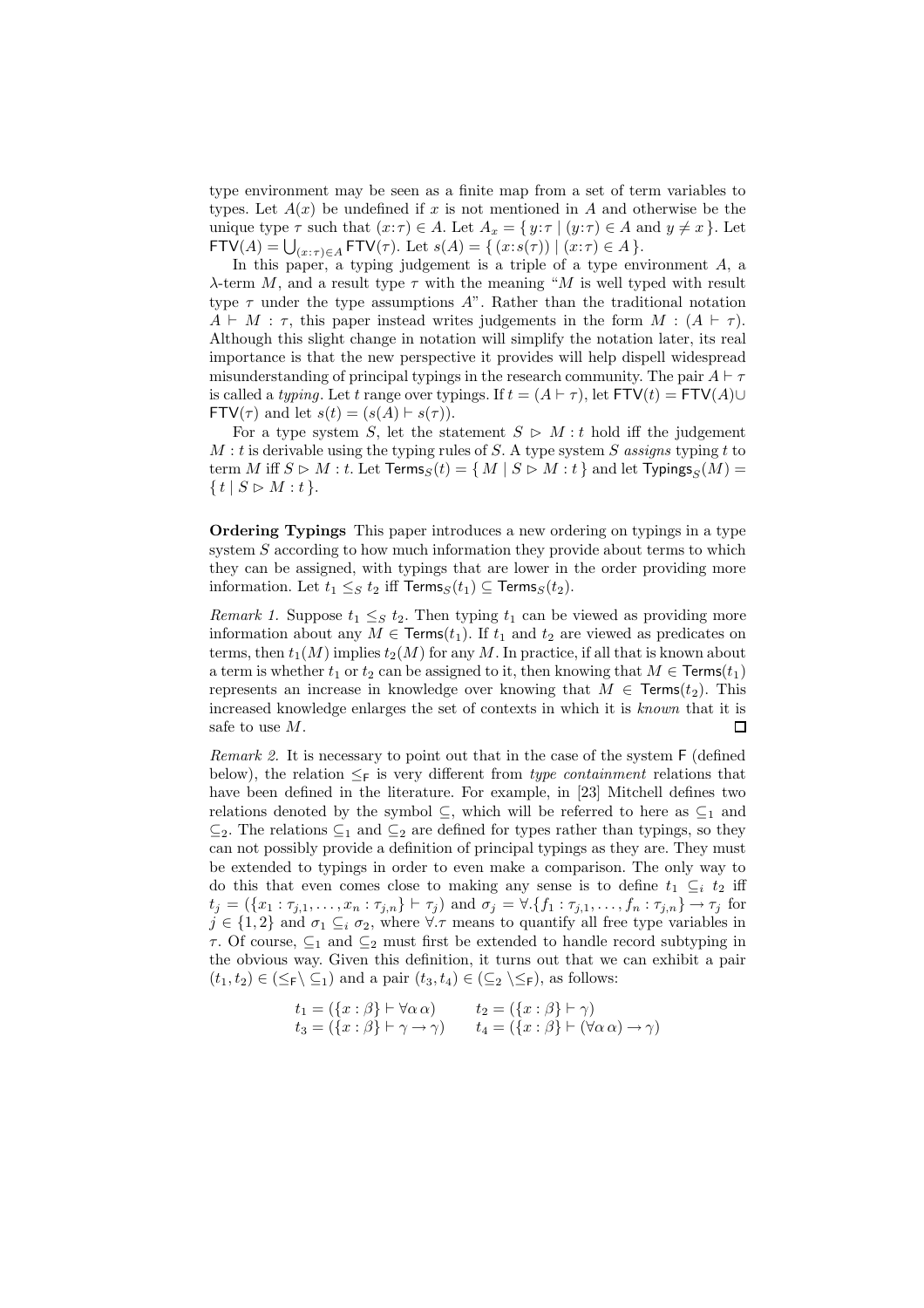type environment may be seen as a finite map from a set of term variables to types. Let $A(x)$ be undefined if $x$ is not mentioned in $A$ and otherwise be the unique type $\tau$ such that $(x{:}\tau) \in A$. Let $A_x = \{\, y{:}\tau \mid (y{:}\tau) \in A \text{ and } y \neq x \,\}$. Let $\mathsf{FTV}(A) = \bigcup_{(x:\tau)\in A} \mathsf{FTV}(\tau)$. Let $s(A) = \{\, (x{:}s(\tau)) \mid (x{:}\tau) \in A \,\}$.

In this paper, a typing judgement is a triple of a type environment $A$, a $\lambda$-term $M$, and a result type $\tau$ with the meaning "$M$ is well typed with result type $\tau$ under the type assumptions $A$". Rather than the traditional notation $A \vdash M : \tau$, this paper instead writes judgements in the form $M : (A \vdash \tau)$. Although this slight change in notation will simplify the notation later, its real importance is that the new perspective it provides will help dispell widespread misunderstanding of principal typings in the research community. The pair $A \vdash \tau$ is called a *typing*. Let $t$ range over typings. If $t = (A \vdash \tau)$, let $\mathsf{FTV}(t) = \mathsf{FTV}(A) \cup \mathsf{FTV}(\tau)$ and let $s(t) = (s(A) \vdash s(\tau))$.

For a type system $S$, let the statement $S \rhd M : t$ hold iff the judgement $M : t$ is derivable using the typing rules of $S$. A type system $S$ *assigns* typing $t$ to term $M$ iff $S \rhd M : t$. Let $\mathsf{Terms}_S(t) = \{\, M \mid S \rhd M : t \,\}$ and let $\mathsf{Typings}_S(M) = \{\, t \mid S \rhd M : t \,\}$.

**Ordering Typings** This paper introduces a new ordering on typings in a type system $S$ according to how much information they provide about terms to which they can be assigned, with typings that are lower in the order providing more information. Let $t_1 \leq_S t_2$ iff $\mathsf{Terms}_S(t_1) \subseteq \mathsf{Terms}_S(t_2)$.

*Remark 1.* Suppose $t_1 \leq_S t_2$. Then typing $t_1$ can be viewed as providing more information about any $M \in \mathsf{Terms}(t_1)$. If $t_1$ and $t_2$ are viewed as predicates on terms, then $t_1(M)$ implies $t_2(M)$ for any $M$. In practice, if all that is known about a term is whether $t_1$ or $t_2$ can be assigned to it, then knowing that $M \in \mathsf{Terms}(t_1)$ represents an increase in knowledge over knowing that $M \in \mathsf{Terms}(t_2)$. This increased knowledge enlarges the set of contexts in which it is *known* that it is safe to use $M$. □

*Remark 2.* It is necessary to point out that in the case of the system $\mathsf{F}$ (defined below), the relation $\leq_{\mathsf{F}}$ is very different from *type containment* relations that have been defined in the literature. For example, in [23] Mitchell defines two relations denoted by the symbol $\subseteq$, which will be referred to here as $\subseteq_1$ and $\subseteq_2$. The relations $\subseteq_1$ and $\subseteq_2$ are defined for types rather than typings, so they can not possibly provide a definition of principal typings as they are. They must be extended to typings in order to even make a comparison. The only way to do this that even comes close to making any sense is to define $t_1 \subseteq_i t_2$ iff $t_j = (\{x_1 : \tau_{j,1}, \ldots, x_n : \tau_{j,n}\} \vdash \tau_j)$ and $\sigma_j = \forall.\{f_1 : \tau_{j,1}, \ldots, f_n : \tau_{j,n}\} \to \tau_j$ for $j \in \{1, 2\}$ and $\sigma_1 \subseteq_i \sigma_2$, where $\forall.\tau$ means to quantify all free type variables in $\tau$. Of course, $\subseteq_1$ and $\subseteq_2$ must first be extended to handle record subtyping in the obvious way. Given this definition, it turns out that we can exhibit a pair $(t_1, t_2) \in (\leq_{\mathsf{F}} \setminus \subseteq_1)$ and a pair $(t_3, t_4) \in (\subseteq_2 \setminus \leq_{\mathsf{F}})$, as follows:

$$
\begin{aligned}
t_1 &= (\{x : \beta\} \vdash \forall\alpha\,\alpha) & \qquad t_2 &= (\{x : \beta\} \vdash \gamma) \\
t_3 &= (\{x : \beta\} \vdash \gamma \to \gamma) & \qquad t_4 &= (\{x : \beta\} \vdash (\forall\alpha\,\alpha) \to \gamma)
\end{aligned}
$$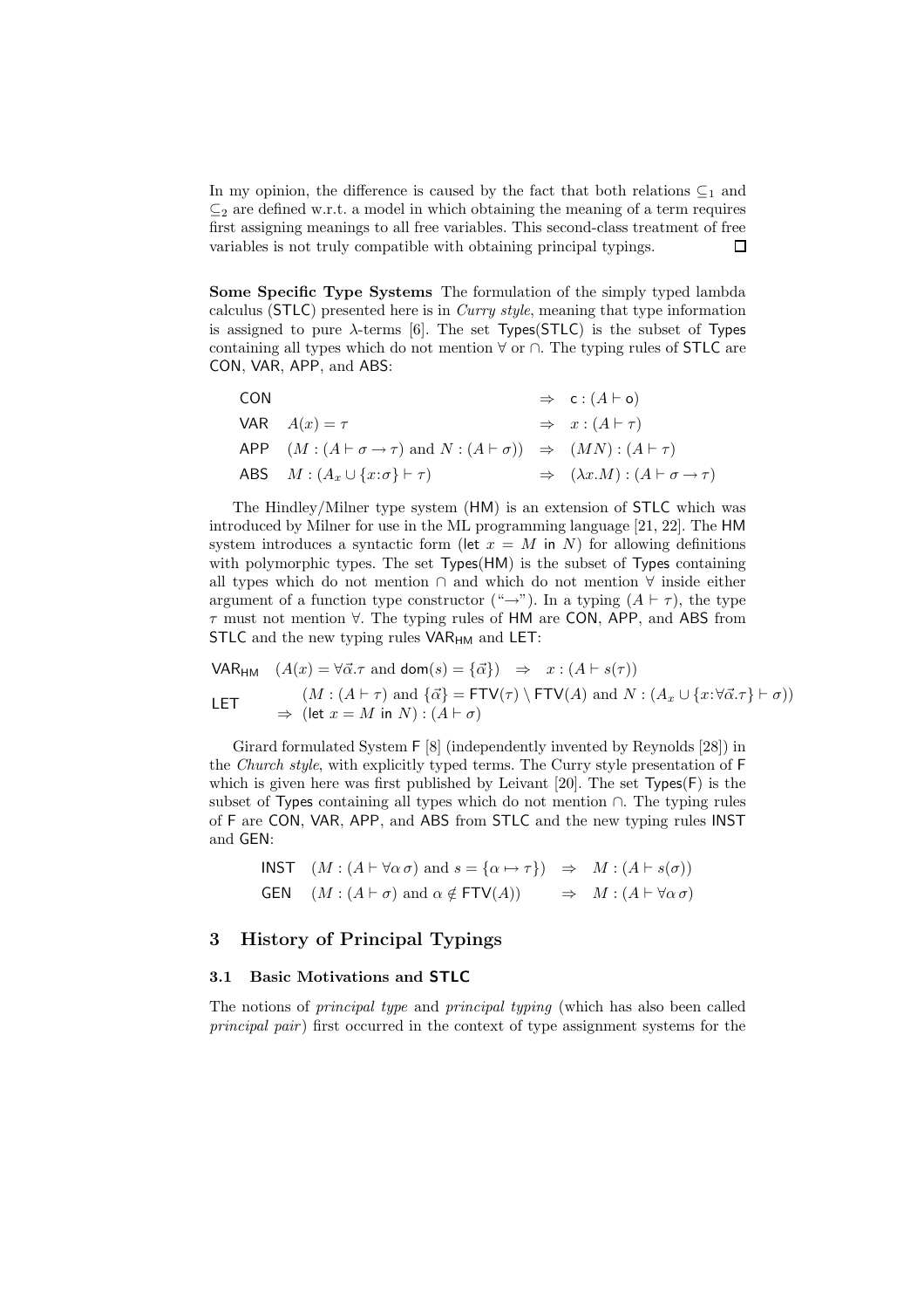In my opinion, the difference is caused by the fact that both relations $\subseteq_1$ and $\subseteq_2$ are defined w.r.t. a model in which obtaining the meaning of a term requires first assigning meanings to all free variables. This second-class treatment of free variables is not truly compatible with obtaining principal typings. □

**Some Specific Type Systems** The formulation of the simply typed lambda calculus (STLC) presented here is in *Curry style*, meaning that type information is assigned to pure λ-terms [6]. The set Types(STLC) is the subset of Types containing all types which do not mention ∀ or ∩. The typing rules of STLC are CON, VAR, APP, and ABS:

| | | | |
|---|---|---|---|
| CON | | $\Rightarrow$ | $\mathsf{c} : (A \vdash \mathsf{o})$ |
| VAR | $A(x) = \tau$ | $\Rightarrow$ | $x : (A \vdash \tau)$ |
| APP | $(M : (A \vdash \sigma \to \tau)$ and $N : (A \vdash \sigma))$ | $\Rightarrow$ | $(MN) : (A \vdash \tau)$ |
| ABS | $M : (A_x \cup \{x{:}\sigma\} \vdash \tau)$ | $\Rightarrow$ | $(\lambda x.M) : (A \vdash \sigma \to \tau)$ |

The Hindley/Milner type system (HM) is an extension of STLC which was introduced by Milner for use in the ML programming language [21, 22]. The HM system introduces a syntactic form (let $x = M$ in $N$) for allowing definitions with polymorphic types. The set Types(HM) is the subset of Types containing all types which do not mention ∩ and which do not mention ∀ inside either argument of a function type constructor ("→"). In a typing $(A \vdash \tau)$, the type $\tau$ must not mention ∀. The typing rules of HM are CON, APP, and ABS from STLC and the new typing rules $\mathsf{VAR_{HM}}$ and LET:

$\mathsf{VAR_{HM}}$ $\quad (A(x) = \forall\vec{\alpha}.\tau$ and $\mathsf{dom}(s) = \{\vec{\alpha}\}) \quad \Rightarrow \quad x : (A \vdash s(\tau))$

LET $\quad (M : (A \vdash \tau)$ and $\{\vec{\alpha}\} = \mathsf{FTV}(\tau) \setminus \mathsf{FTV}(A)$ and $N : (A_x \cup \{x{:}\forall\vec{\alpha}.\tau\} \vdash \sigma))$
$\quad \Rightarrow$ (let $x = M$ in $N$) $: (A \vdash \sigma)$

Girard formulated System F [8] (independently invented by Reynolds [28]) in the *Church style*, with explicitly typed terms. The Curry style presentation of F which is given here was first published by Leivant [20]. The set Types(F) is the subset of Types containing all types which do not mention ∩. The typing rules of F are CON, VAR, APP, and ABS from STLC and the new typing rules INST and GEN:

| | | | |
|---|---|---|---|
| INST | $(M : (A \vdash \forall\alpha\,\sigma)$ and $s = \{\alpha \mapsto \tau\})$ | $\Rightarrow$ | $M : (A \vdash s(\sigma))$ |
| GEN | $(M : (A \vdash \sigma)$ and $\alpha \notin \mathsf{FTV}(A))$ | $\Rightarrow$ | $M : (A \vdash \forall\alpha\,\sigma)$ |

# 3 History of Principal Typings

## 3.1 Basic Motivations and STLC

The notions of *principal type* and *principal typing* (which has also been called *principal pair*) first occurred in the context of type assignment systems for the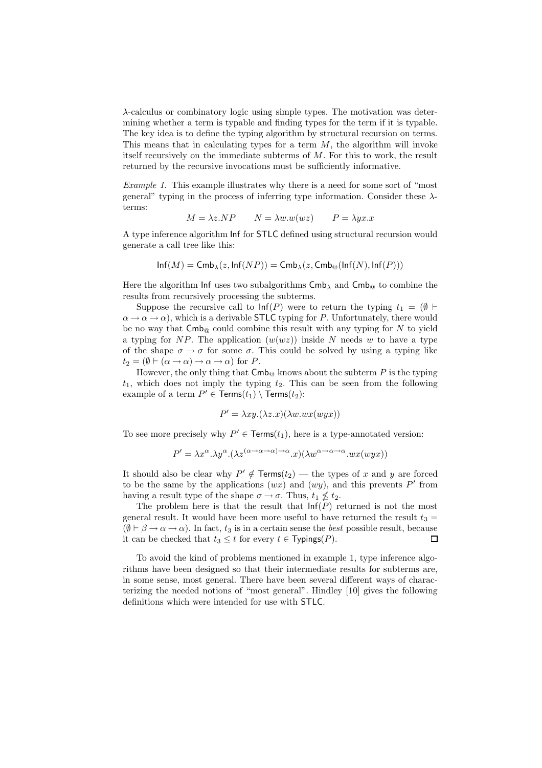$\lambda$-calculus or combinatory logic using simple types. The motivation was determining whether a term is typable and finding types for the term if it is typable. The key idea is to define the typing algorithm by structural recursion on terms. This means that in calculating types for a term $M$, the algorithm will invoke itself recursively on the immediate subterms of $M$. For this to work, the result returned by the recursive invocations must be sufficiently informative.

*Example 1.* This example illustrates why there is a need for some sort of "most general" typing in the process of inferring type information. Consider these $\lambda$-terms:

$$M = \lambda z.NP \qquad N = \lambda w.w(wz) \qquad P = \lambda yx.x$$

A type inference algorithm $\mathsf{Inf}$ for $\mathsf{STLC}$ defined using structural recursion would generate a call tree like this:

$$\mathsf{Inf}(M) = \mathsf{Cmb}_\lambda(z, \mathsf{Inf}(NP)) = \mathsf{Cmb}_\lambda(z, \mathsf{Cmb}_@(\mathsf{Inf}(N), \mathsf{Inf}(P)))$$

Here the algorithm $\mathsf{Inf}$ uses two subalgorithms $\mathsf{Cmb}_\lambda$ and $\mathsf{Cmb}_@$ to combine the results from recursively processing the subterms.

Suppose the recursive call to $\mathsf{Inf}(P)$ were to return the typing $t_1 = (\emptyset \vdash \alpha \to \alpha \to \alpha)$, which is a derivable $\mathsf{STLC}$ typing for $P$. Unfortunately, there would be no way that $\mathsf{Cmb}_@$ could combine this result with any typing for $N$ to yield a typing for $NP$. The application $(w(wz))$ inside $N$ needs $w$ to have a type of the shape $\sigma \to \sigma$ for some $\sigma$. This could be solved by using a typing like $t_2 = (\emptyset \vdash (\alpha \to \alpha) \to \alpha \to \alpha)$ for $P$.

However, the only thing that $\mathsf{Cmb}_@$ knows about the subterm $P$ is the typing $t_1$, which does not imply the typing $t_2$. This can be seen from the following example of a term $P' \in \mathsf{Terms}(t_1) \setminus \mathsf{Terms}(t_2)$:

$$P' = \lambda xy.(\lambda z.x)(\lambda w.wx(wyx))$$

To see more precisely why $P' \in \mathsf{Terms}(t_1)$, here is a type-annotated version:

$$P' = \lambda x^\alpha.\lambda y^\alpha.(\lambda z^{(\alpha\to\alpha\to\alpha)\to\alpha}.x)(\lambda w^{\alpha\to\alpha\to\alpha}.wx(wyx))$$

It should also be clear why $P' \notin \mathsf{Terms}(t_2)$ — the types of $x$ and $y$ are forced to be the same by the applications $(wx)$ and $(wy)$, and this prevents $P'$ from having a result type of the shape $\sigma \to \sigma$. Thus, $t_1 \not\leq t_2$.

The problem here is that the result that $\mathsf{Inf}(P)$ returned is not the most general result. It would have been more useful to have returned the result $t_3 = (\emptyset \vdash \beta \to \alpha \to \alpha)$. In fact, $t_3$ is in a certain sense the *best* possible result, because it can be checked that $t_3 \leq t$ for every $t \in \mathsf{Typings}(P)$. □

To avoid the kind of problems mentioned in example 1, type inference algorithms have been designed so that their intermediate results for subterms are, in some sense, most general. There have been several different ways of characterizing the needed notions of "most general". Hindley [10] gives the following definitions which were intended for use with $\mathsf{STLC}$.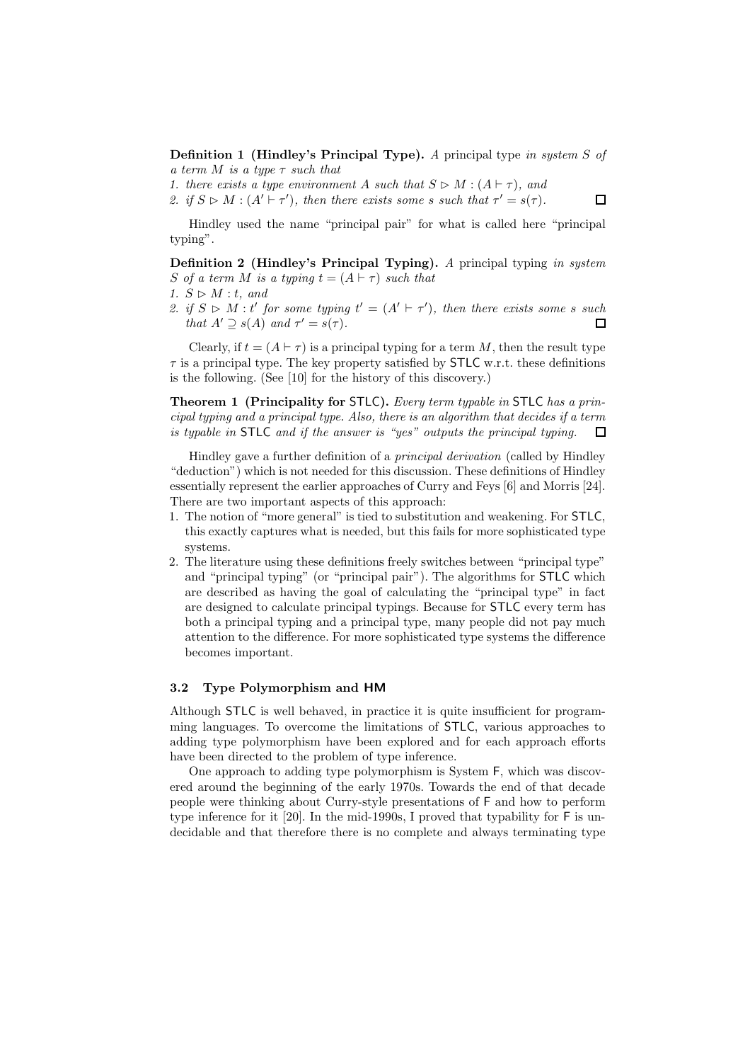**Definition 1 (Hindley's Principal Type).** *A* principal type *in system $S$ of a term $M$ is a type $\tau$ such that*

1. *there exists a type environment $A$ such that $S \rhd M : (A \vdash \tau)$, and*
2. *if $S \rhd M : (A' \vdash \tau')$, then there exists some $s$ such that $\tau' = s(\tau)$.* □

Hindley used the name "principal pair" for what is called here "principal typing".

**Definition 2 (Hindley's Principal Typing).** *A* principal typing *in system $S$ of a term $M$ is a typing $t = (A \vdash \tau)$ such that*

1. *$S \rhd M : t$, and*
2. *if $S \rhd M : t'$ for some typing $t' = (A' \vdash \tau')$, then there exists some $s$ such that $A' \supseteq s(A)$ and $\tau' = s(\tau)$.* □

Clearly, if $t = (A \vdash \tau)$ is a principal typing for a term $M$, then the result type $\tau$ is a principal type. The key property satisfied by STLC w.r.t. these definitions is the following. (See [10] for the history of this discovery.)

**Theorem 1 (Principality for STLC).** *Every term typable in STLC has a principal typing and a principal type. Also, there is an algorithm that decides if a term is typable in STLC and if the answer is "yes" outputs the principal typing.* □

Hindley gave a further definition of a *principal derivation* (called by Hindley "deduction") which is not needed for this discussion. These definitions of Hindley essentially represent the earlier approaches of Curry and Feys [6] and Morris [24]. There are two important aspects of this approach:

1. The notion of "more general" is tied to substitution and weakening. For STLC, this exactly captures what is needed, but this fails for more sophisticated type systems.
2. The literature using these definitions freely switches between "principal type" and "principal typing" (or "principal pair"). The algorithms for STLC which are described as having the goal of calculating the "principal type" in fact are designed to calculate principal typings. Because for STLC every term has both a principal typing and a principal type, many people did not pay much attention to the difference. For more sophisticated type systems the difference becomes important.

### 3.2 Type Polymorphism and HM

Although STLC is well behaved, in practice it is quite insufficient for programming languages. To overcome the limitations of STLC, various approaches to adding type polymorphism have been explored and for each approach efforts have been directed to the problem of type inference.

One approach to adding type polymorphism is System F, which was discovered around the beginning of the early 1970s. Towards the end of that decade people were thinking about Curry-style presentations of F and how to perform type inference for it [20]. In the mid-1990s, I proved that typability for F is undecidable and that therefore there is no complete and always terminating type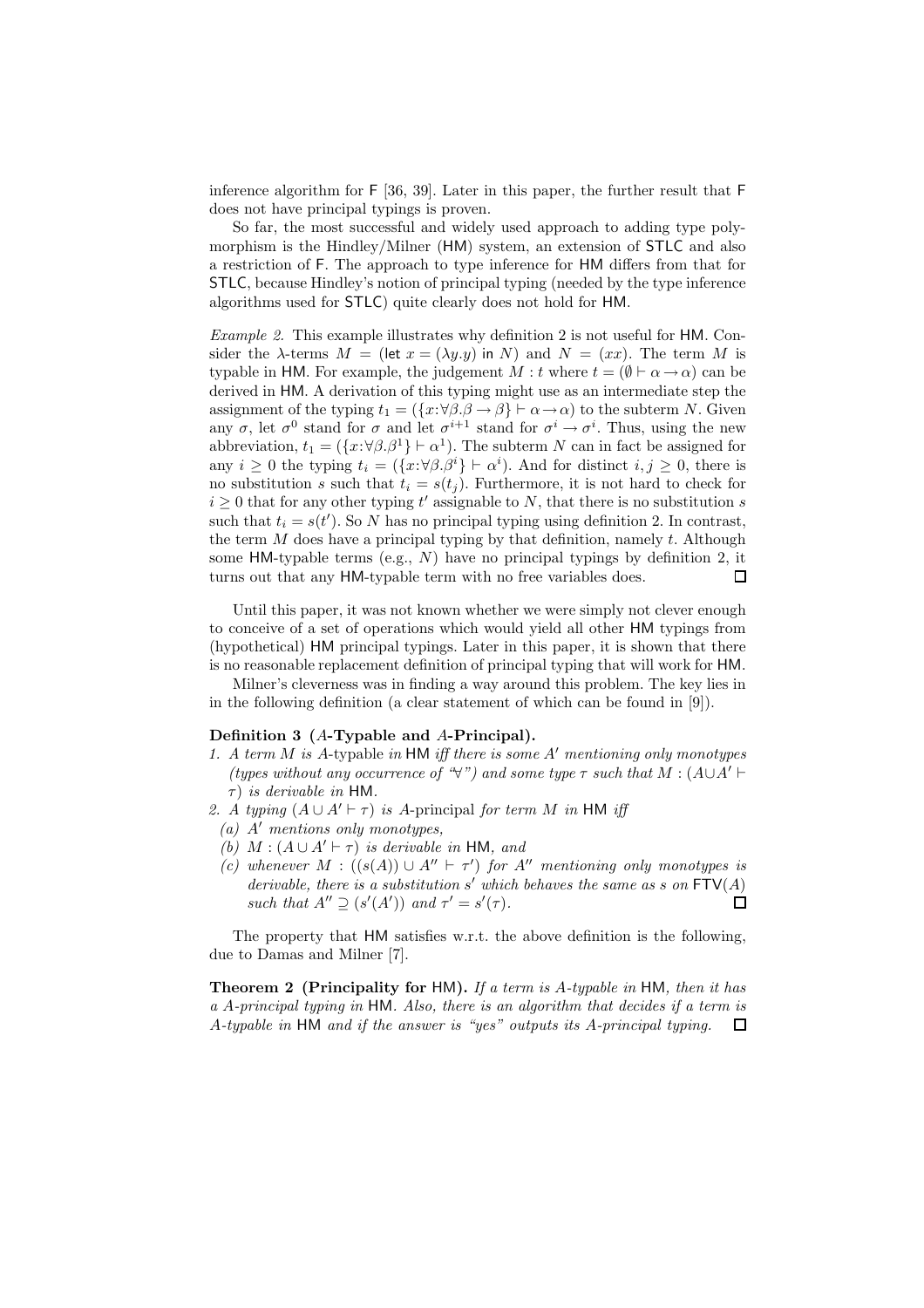inference algorithm for F [36, 39]. Later in this paper, the further result that F does not have principal typings is proven.

So far, the most successful and widely used approach to adding type polymorphism is the Hindley/Milner (HM) system, an extension of STLC and also a restriction of F. The approach to type inference for HM differs from that for STLC, because Hindley's notion of principal typing (needed by the type inference algorithms used for STLC) quite clearly does not hold for HM.

*Example 2.* This example illustrates why definition 2 is not useful for HM. Consider the λ-terms $M = (\text{let } x = (\lambda y.y) \text{ in } N)$ and $N = (xx)$. The term $M$ is typable in HM. For example, the judgement $M : t$ where $t = (\emptyset \vdash \alpha \to \alpha)$ can be derived in HM. A derivation of this typing might use as an intermediate step the assignment of the typing $t_1 = (\{x{:}\forall\beta.\beta \to \beta\} \vdash \alpha \to \alpha)$ to the subterm $N$. Given any $\sigma$, let $\sigma^0$ stand for $\sigma$ and let $\sigma^{i+1}$ stand for $\sigma^i \to \sigma^i$. Thus, using the new abbreviation, $t_1 = (\{x{:}\forall\beta.\beta^1\} \vdash \alpha^1)$. The subterm $N$ can in fact be assigned for any $i \geq 0$ the typing $t_i = (\{x{:}\forall\beta.\beta^i\} \vdash \alpha^i)$. And for distinct $i, j \geq 0$, there is no substitution $s$ such that $t_i = s(t_j)$. Furthermore, it is not hard to check for $i \geq 0$ that for any other typing $t'$ assignable to $N$, that there is no substitution $s$ such that $t_i = s(t')$. So $N$ has no principal typing using definition 2. In contrast, the term $M$ does have a principal typing by that definition, namely $t$. Although some HM-typable terms (e.g., $N$) have no principal typings by definition 2, it turns out that any HM-typable term with no free variables does. □

Until this paper, it was not known whether we were simply not clever enough to conceive of a set of operations which would yield all other HM typings from (hypothetical) HM principal typings. Later in this paper, it is shown that there is no reasonable replacement definition of principal typing that will work for HM.

Milner's cleverness was in finding a way around this problem. The key lies in in the following definition (a clear statement of which can be found in [9]).

**Definition 3 ($A$-Typable and $A$-Principal).**

1. *A term $M$ is* $A$-typable *in* HM *iff there is some $A'$ mentioning only monotypes (types without any occurrence of "∀") and some type $\tau$ such that $M : (A \cup A' \vdash \tau)$ is derivable in* HM.
2. *A typing $(A \cup A' \vdash \tau)$ is* $A$-principal *for term $M$ in* HM *iff*
   *(a) $A'$ mentions only monotypes,*
   *(b) $M : (A \cup A' \vdash \tau)$ is derivable in* HM*, and*
   *(c) whenever $M : ((s(A)) \cup A'' \vdash \tau')$ for $A''$ mentioning only monotypes is derivable, there is a substitution $s'$ which behaves the same as $s$ on $\mathsf{FTV}(A)$ such that $A'' \supseteq (s'(A'))$ and $\tau' = s'(\tau)$.* □

The property that HM satisfies w.r.t. the above definition is the following, due to Damas and Milner [7].

**Theorem 2 (Principality for HM).** *If a term is $A$-typable in* HM*, then it has a $A$-principal typing in* HM*. Also, there is an algorithm that decides if a term is $A$-typable in* HM *and if the answer is "yes" outputs its $A$-principal typing.* □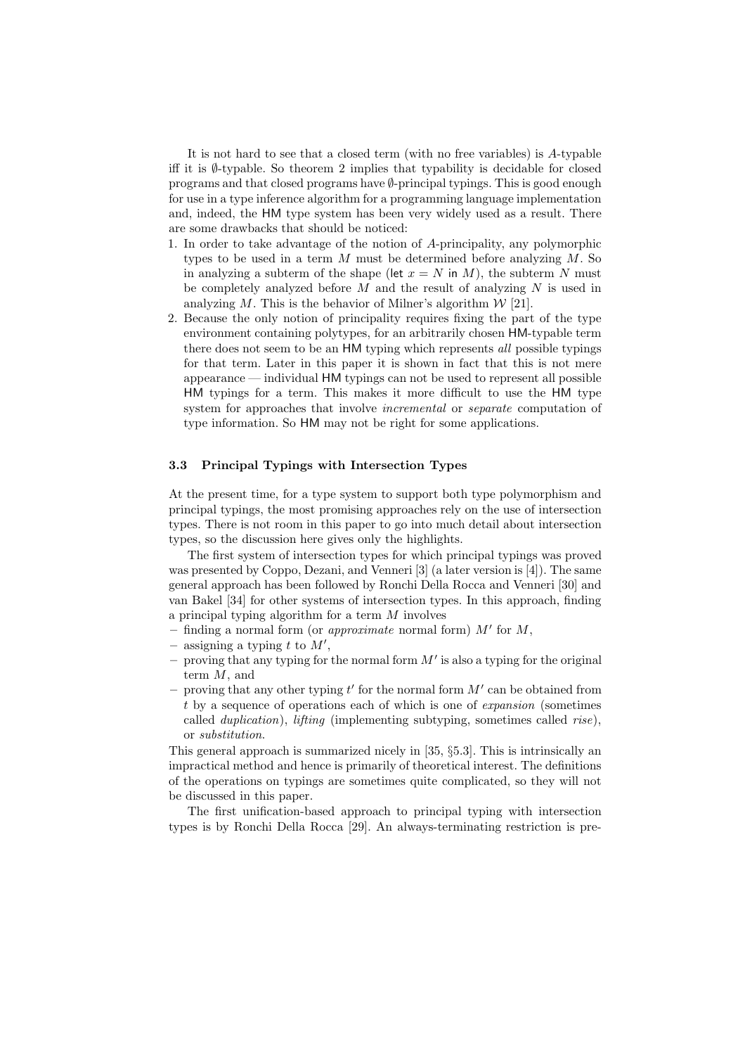It is not hard to see that a closed term (with no free variables) is $A$-typable iff it is $\emptyset$-typable. So theorem 2 implies that typability is decidable for closed programs and that closed programs have $\emptyset$-principal typings. This is good enough for use in a type inference algorithm for a programming language implementation and, indeed, the HM type system has been very widely used as a result. There are some drawbacks that should be noticed:

1. In order to take advantage of the notion of $A$-principality, any polymorphic types to be used in a term $M$ must be determined before analyzing $M$. So in analyzing a subterm of the shape (let $x = N$ in $M$), the subterm $N$ must be completely analyzed before $M$ and the result of analyzing $N$ is used in analyzing $M$. This is the behavior of Milner's algorithm $\mathcal{W}$ [21].
2. Because the only notion of principality requires fixing the part of the type environment containing polytypes, for an arbitrarily chosen HM-typable term there does not seem to be an HM typing which represents *all* possible typings for that term. Later in this paper it is shown in fact that this is not mere appearance — individual HM typings can not be used to represent all possible HM typings for a term. This makes it more difficult to use the HM type system for approaches that involve *incremental* or *separate* computation of type information. So HM may not be right for some applications.

### 3.3 Principal Typings with Intersection Types

At the present time, for a type system to support both type polymorphism and principal typings, the most promising approaches rely on the use of intersection types. There is not room in this paper to go into much detail about intersection types, so the discussion here gives only the highlights.

The first system of intersection types for which principal typings was proved was presented by Coppo, Dezani, and Venneri [3] (a later version is [4]). The same general approach has been followed by Ronchi Della Rocca and Venneri [30] and van Bakel [34] for other systems of intersection types. In this approach, finding a principal typing algorithm for a term $M$ involves

- finding a normal form (or *approximate* normal form) $M'$ for $M$,
- assigning a typing $t$ to $M'$,
- proving that any typing for the normal form $M'$ is also a typing for the original term $M$, and
- proving that any other typing $t'$ for the normal form $M'$ can be obtained from $t$ by a sequence of operations each of which is one of *expansion* (sometimes called *duplication*), *lifting* (implementing subtyping, sometimes called *rise*), or *substitution*.

This general approach is summarized nicely in [35, §5.3]. This is intrinsically an impractical method and hence is primarily of theoretical interest. The definitions of the operations on typings are sometimes quite complicated, so they will not be discussed in this paper.

The first unification-based approach to principal typing with intersection types is by Ronchi Della Rocca [29]. An always-terminating restriction is pre-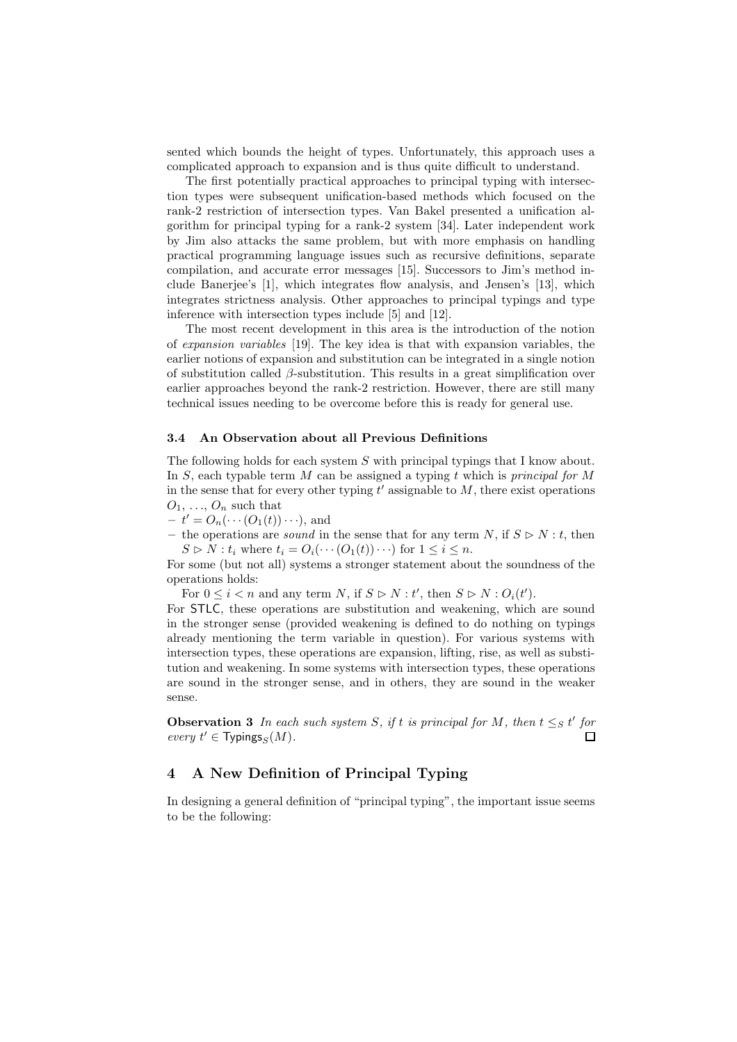sented which bounds the height of types. Unfortunately, this approach uses a complicated approach to expansion and is thus quite difficult to understand.

The first potentially practical approaches to principal typing with intersection types were subsequent unification-based methods which focused on the rank-2 restriction of intersection types. Van Bakel presented a unification algorithm for principal typing for a rank-2 system [34]. Later independent work by Jim also attacks the same problem, but with more emphasis on handling practical programming language issues such as recursive definitions, separate compilation, and accurate error messages [15]. Successors to Jim's method include Banerjee's [1], which integrates flow analysis, and Jensen's [13], which integrates strictness analysis. Other approaches to principal typings and type inference with intersection types include [5] and [12].

The most recent development in this area is the introduction of the notion of *expansion variables* [19]. The key idea is that with expansion variables, the earlier notions of expansion and substitution can be integrated in a single notion of substitution called $\beta$-substitution. This results in a great simplification over earlier approaches beyond the rank-2 restriction. However, there are still many technical issues needing to be overcome before this is ready for general use.

### 3.4 An Observation about all Previous Definitions

The following holds for each system $S$ with principal typings that I know about. In $S$, each typable term $M$ can be assigned a typing $t$ which is *principal for $M$* in the sense that for every other typing $t'$ assignable to $M$, there exist operations $O_1$, …, $O_n$ such that

- $t' = O_n(\cdots(O_1(t))\cdots)$, and
- the operations are *sound* in the sense that for any term $N$, if $S \rhd N : t$, then $S \rhd N : t_i$ where $t_i = O_i(\cdots(O_1(t))\cdots)$ for $1 \le i \le n$.

For some (but not all) systems a stronger statement about the soundness of the operations holds:

For $0 \le i < n$ and any term $N$, if $S \rhd N : t'$, then $S \rhd N : O_i(t')$.

For STLC, these operations are substitution and weakening, which are sound in the stronger sense (provided weakening is defined to do nothing on typings already mentioning the term variable in question). For various systems with intersection types, these operations are expansion, lifting, rise, as well as substitution and weakening. In some systems with intersection types, these operations are sound in the stronger sense, and in others, they are sound in the weaker sense.

**Observation 3** *In each such system $S$, if $t$ is principal for $M$, then $t \le_S t'$ for every $t' \in \mathsf{Typings}_S(M)$.* □

## 4 A New Definition of Principal Typing

In designing a general definition of "principal typing", the important issue seems to be the following: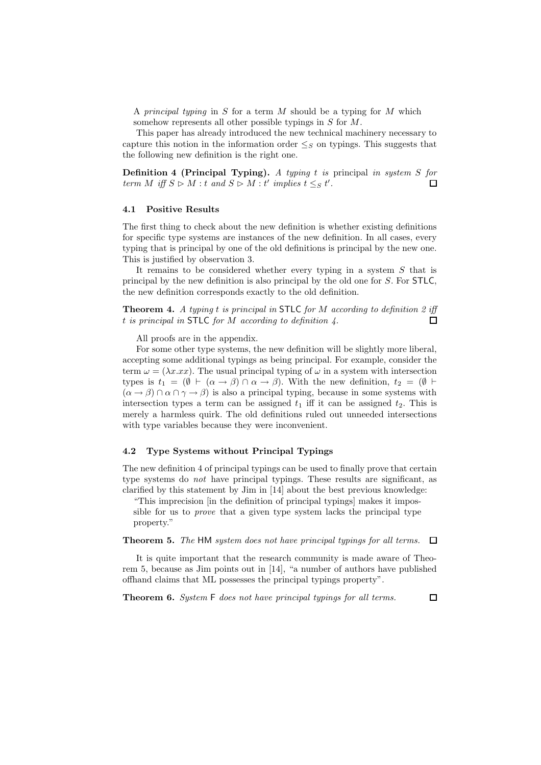A *principal typing* in $S$ for a term $M$ should be a typing for $M$ which somehow represents all other possible typings in $S$ for $M$.

This paper has already introduced the new technical machinery necessary to capture this notion in the information order $\leq_S$ on typings. This suggests that the following new definition is the right one.

**Definition 4 (Principal Typing).** *A typing $t$ is* principal *in system $S$ for term $M$ iff $S \rhd M : t$ and $S \rhd M : t'$ implies $t \leq_S t'$.* □

### 4.1 Positive Results

The first thing to check about the new definition is whether existing definitions for specific type systems are instances of the new definition. In all cases, every typing that is principal by one of the old definitions is principal by the new one. This is justified by observation 3.

It remains to be considered whether every typing in a system $S$ that is principal by the new definition is also principal by the old one for $S$. For STLC, the new definition corresponds exactly to the old definition.

**Theorem 4.** *A typing $t$ is principal in* STLC *for $M$ according to definition 2 iff $t$ is principal in* STLC *for $M$ according to definition 4.* □

All proofs are in the appendix.

For some other type systems, the new definition will be slightly more liberal, accepting some additional typings as being principal. For example, consider the term $\omega = (\lambda x.xx)$. The usual principal typing of $\omega$ in a system with intersection types is $t_1 = (\emptyset \vdash (\alpha \to \beta) \cap \alpha \to \beta)$. With the new definition, $t_2 = (\emptyset \vdash (\alpha \to \beta) \cap \alpha \cap \gamma \to \beta)$ is also a principal typing, because in some systems with intersection types a term can be assigned $t_1$ iff it can be assigned $t_2$. This is merely a harmless quirk. The old definitions ruled out unneeded intersections with type variables because they were inconvenient.

### 4.2 Type Systems without Principal Typings

The new definition 4 of principal typings can be used to finally prove that certain type systems do *not* have principal typings. These results are significant, as clarified by this statement by Jim in [14] about the best previous knowledge:

> "This imprecision [in the definition of principal typings] makes it impossible for us to *prove* that a given type system lacks the principal type property."

**Theorem 5.** *The* HM *system does not have principal typings for all terms.* □

It is quite important that the research community is made aware of Theorem 5, because as Jim points out in [14], "a number of authors have published offhand claims that ML possesses the principal typings property".

**Theorem 6.** *System* F *does not have principal typings for all terms.* □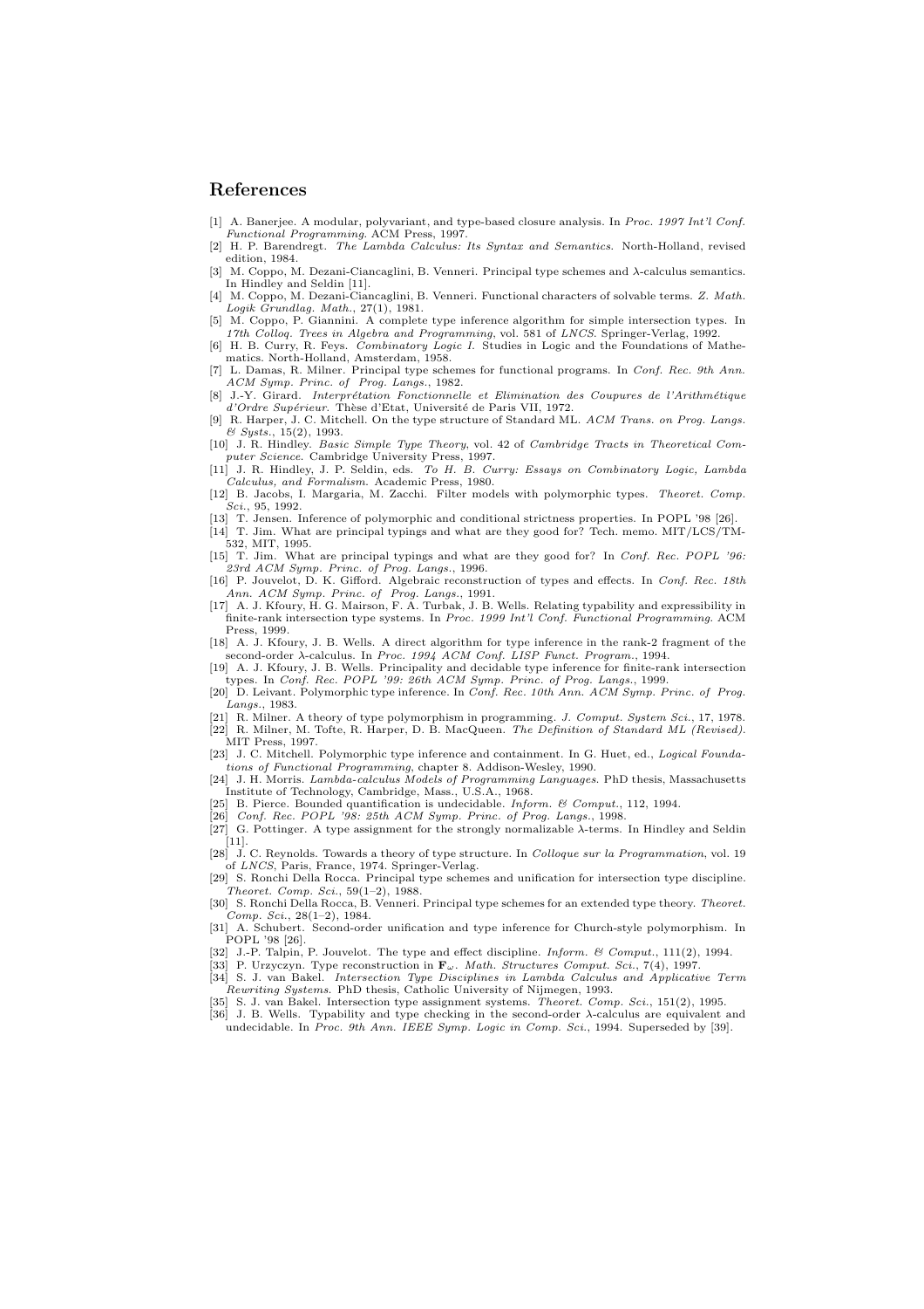## References

[1] A. Banerjee. A modular, polyvariant, and type-based closure analysis. In *Proc. 1997 Int'l Conf. Functional Programming*. ACM Press, 1997.

[2] H. P. Barendregt. *The Lambda Calculus: Its Syntax and Semantics*. North-Holland, revised edition, 1984.

[3] M. Coppo, M. Dezani-Ciancaglini, B. Venneri. Principal type schemes and λ-calculus semantics. In Hindley and Seldin [11].

[4] M. Coppo, M. Dezani-Ciancaglini, B. Venneri. Functional characters of solvable terms. *Z. Math. Logik Grundlag. Math.*, 27(1), 1981.

[5] M. Coppo, P. Giannini. A complete type inference algorithm for simple intersection types. In *17th Colloq. Trees in Algebra and Programming*, vol. 581 of *LNCS*. Springer-Verlag, 1992.

[6] H. B. Curry, R. Feys. *Combinatory Logic I*. Studies in Logic and the Foundations of Mathematics. North-Holland, Amsterdam, 1958.

[7] L. Damas, R. Milner. Principal type schemes for functional programs. In *Conf. Rec. 9th Ann. ACM Symp. Princ. of Prog. Langs.*, 1982.

[8] J.-Y. Girard. *Interprétation Fonctionnelle et Elimination des Coupures de l'Arithmétique d'Ordre Supérieur*. Thèse d'Etat, Université de Paris VII, 1972.

[9] R. Harper, J. C. Mitchell. On the type structure of Standard ML. *ACM Trans. on Prog. Langs. & Systs.*, 15(2), 1993.

[10] J. R. Hindley. *Basic Simple Type Theory*, vol. 42 of *Cambridge Tracts in Theoretical Computer Science*. Cambridge University Press, 1997.

[11] J. R. Hindley, J. P. Seldin, eds. *To H. B. Curry: Essays on Combinatory Logic, Lambda Calculus, and Formalism*. Academic Press, 1980.

[12] B. Jacobs, I. Margaria, M. Zacchi. Filter models with polymorphic types. *Theoret. Comp. Sci.*, 95, 1992.

[13] T. Jensen. Inference of polymorphic and conditional strictness properties. In POPL '98 [26].

[14] T. Jim. What are principal typings and what are they good for? Tech. memo. MIT/LCS/TM-532, MIT, 1995.

[15] T. Jim. What are principal typings and what are they good for? In *Conf. Rec. POPL '96: 23rd ACM Symp. Princ. of Prog. Langs.*, 1996.

[16] P. Jouvelot, D. K. Gifford. Algebraic reconstruction of types and effects. In *Conf. Rec. 18th Ann. ACM Symp. Princ. of Prog. Langs.*, 1991.

[17] A. J. Kfoury, H. G. Mairson, F. A. Turbak, J. B. Wells. Relating typability and expressibility in finite-rank intersection type systems. In *Proc. 1999 Int'l Conf. Functional Programming*. ACM Press, 1999.

[18] A. J. Kfoury, J. B. Wells. A direct algorithm for type inference in the rank-2 fragment of the second-order λ-calculus. In *Proc. 1994 ACM Conf. LISP Funct. Program.*, 1994.

[19] A. J. Kfoury, J. B. Wells. Principality and decidable type inference for finite-rank intersection types. In *Conf. Rec. POPL '99: 26th ACM Symp. Princ. of Prog. Langs.*, 1999.

[20] D. Leivant. Polymorphic type inference. In *Conf. Rec. 10th Ann. ACM Symp. Princ. of Prog. Langs.*, 1983.

[21] R. Milner. A theory of type polymorphism in programming. *J. Comput. System Sci.*, 17, 1978.

[22] R. Milner, M. Tofte, R. Harper, D. B. MacQueen. *The Definition of Standard ML (Revised)*. MIT Press, 1997.

[23] J. C. Mitchell. Polymorphic type inference and containment. In G. Huet, ed., *Logical Foundations of Functional Programming*, chapter 8. Addison-Wesley, 1990.

[24] J. H. Morris. *Lambda-calculus Models of Programming Languages*. PhD thesis, Massachusetts Institute of Technology, Cambridge, Mass., U.S.A., 1968.

[25] B. Pierce. Bounded quantification is undecidable. *Inform. & Comput.*, 112, 1994.

[26] *Conf. Rec. POPL '98: 25th ACM Symp. Princ. of Prog. Langs.*, 1998.

[27] G. Pottinger. A type assignment for the strongly normalizable λ-terms. In Hindley and Seldin [11].

[28] J. C. Reynolds. Towards a theory of type structure. In *Colloque sur la Programmation*, vol. 19 of *LNCS*, Paris, France, 1974. Springer-Verlag.

[29] S. Ronchi Della Rocca. Principal type schemes and unification for intersection type discipline. *Theoret. Comp. Sci.*, 59(1–2), 1988.

[30] S. Ronchi Della Rocca, B. Venneri. Principal type schemes for an extended type theory. *Theoret. Comp. Sci.*, 28(1–2), 1984.

[31] A. Schubert. Second-order unification and type inference for Church-style polymorphism. In POPL '98 [26].

[32] J.-P. Talpin, P. Jouvelot. The type and effect discipline. *Inform. & Comput.*, 111(2), 1994.

[33] P. Urzyczyn. Type reconstruction in $\mathbf{F}_\omega$. *Math. Structures Comput. Sci.*, 7(4), 1997.

[34] S. J. van Bakel. *Intersection Type Disciplines in Lambda Calculus and Applicative Term Rewriting Systems*. PhD thesis, Catholic University of Nijmegen, 1993.

[35] S. J. van Bakel. Intersection type assignment systems. *Theoret. Comp. Sci.*, 151(2), 1995.

[36] J. B. Wells. Typability and type checking in the second-order λ-calculus are equivalent and undecidable. In *Proc. 9th Ann. IEEE Symp. Logic in Comp. Sci.*, 1994. Superseded by [39].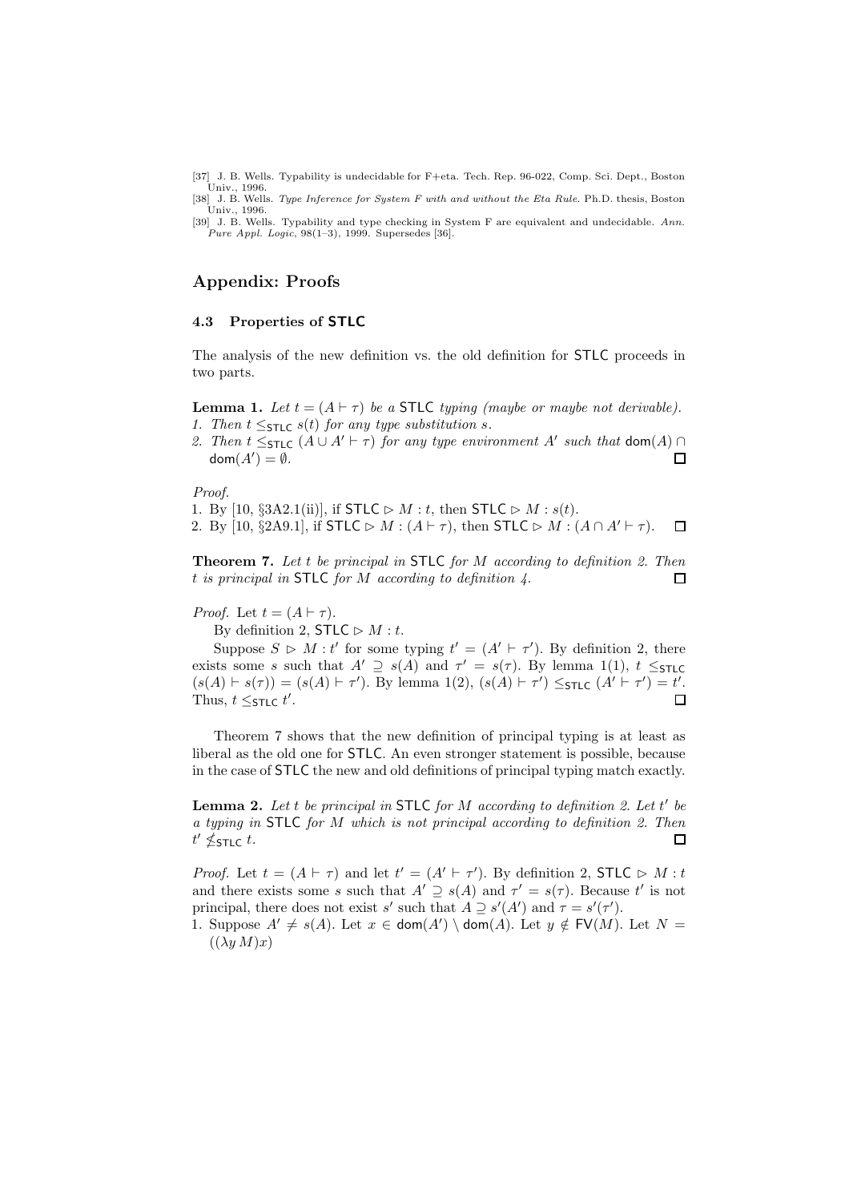[37] J. B. Wells. Typability is undecidable for F+eta. Tech. Rep. 96-022, Comp. Sci. Dept., Boston Univ., 1996.

[38] J. B. Wells. *Type Inference for System F with and without the Eta Rule*. Ph.D. thesis, Boston Univ., 1996.

[39] J. B. Wells. Typability and type checking in System F are equivalent and undecidable. *Ann. Pure Appl. Logic*, 98(1–3), 1999. Supersedes [36].

## Appendix: Proofs

### 4.3 Properties of STLC

The analysis of the new definition vs. the old definition for STLC proceeds in two parts.

**Lemma 1.** *Let $t = (A \vdash \tau)$ be a* STLC *typing (maybe or maybe not derivable).*
1. *Then $t \leq_{\mathsf{STLC}} s(t)$ for any type substitution $s$.*
2. *Then $t \leq_{\mathsf{STLC}} (A \cup A' \vdash \tau)$ for any type environment $A'$ such that $\mathsf{dom}(A) \cap \mathsf{dom}(A') = \emptyset$.* □

*Proof.*
1. By [10, §3A2.1(ii)], if $\mathsf{STLC} \rhd M : t$, then $\mathsf{STLC} \rhd M : s(t)$.
2. By [10, §2A9.1], if $\mathsf{STLC} \rhd M : (A \vdash \tau)$, then $\mathsf{STLC} \rhd M : (A \cap A' \vdash \tau)$. □

**Theorem 7.** *Let $t$ be principal in* STLC *for $M$ according to definition 2. Then $t$ is principal in* STLC *for $M$ according to definition 4.* □

*Proof.* Let $t = (A \vdash \tau)$.

By definition 2, $\mathsf{STLC} \rhd M : t$.

Suppose $S \rhd M : t'$ for some typing $t' = (A' \vdash \tau')$. By definition 2, there exists some $s$ such that $A' \supseteq s(A)$ and $\tau' = s(\tau)$. By lemma 1(1), $t \leq_{\mathsf{STLC}} (s(A) \vdash s(\tau)) = (s(A) \vdash \tau')$. By lemma 1(2), $(s(A) \vdash \tau') \leq_{\mathsf{STLC}} (A' \vdash \tau') = t'$. Thus, $t \leq_{\mathsf{STLC}} t'$. □

Theorem 7 shows that the new definition of principal typing is at least as liberal as the old one for STLC. An even stronger statement is possible, because in the case of STLC the new and old definitions of principal typing match exactly.

**Lemma 2.** *Let $t$ be principal in* STLC *for $M$ according to definition 2. Let $t'$ be a typing in* STLC *for $M$ which is not principal according to definition 2. Then $t' \not\leq_{\mathsf{STLC}} t$.* □

*Proof.* Let $t = (A \vdash \tau)$ and let $t' = (A' \vdash \tau')$. By definition 2, $\mathsf{STLC} \rhd M : t$ and there exists some $s$ such that $A' \supseteq s(A)$ and $\tau' = s(\tau)$. Because $t'$ is not principal, there does not exist $s'$ such that $A \supseteq s'(A')$ and $\tau = s'(\tau')$.

1. Suppose $A' \neq s(A)$. Let $x \in \mathsf{dom}(A') \setminus \mathsf{dom}(A)$. Let $y \notin \mathsf{FV}(M)$. Let $N = ((\lambda y\, M)x)$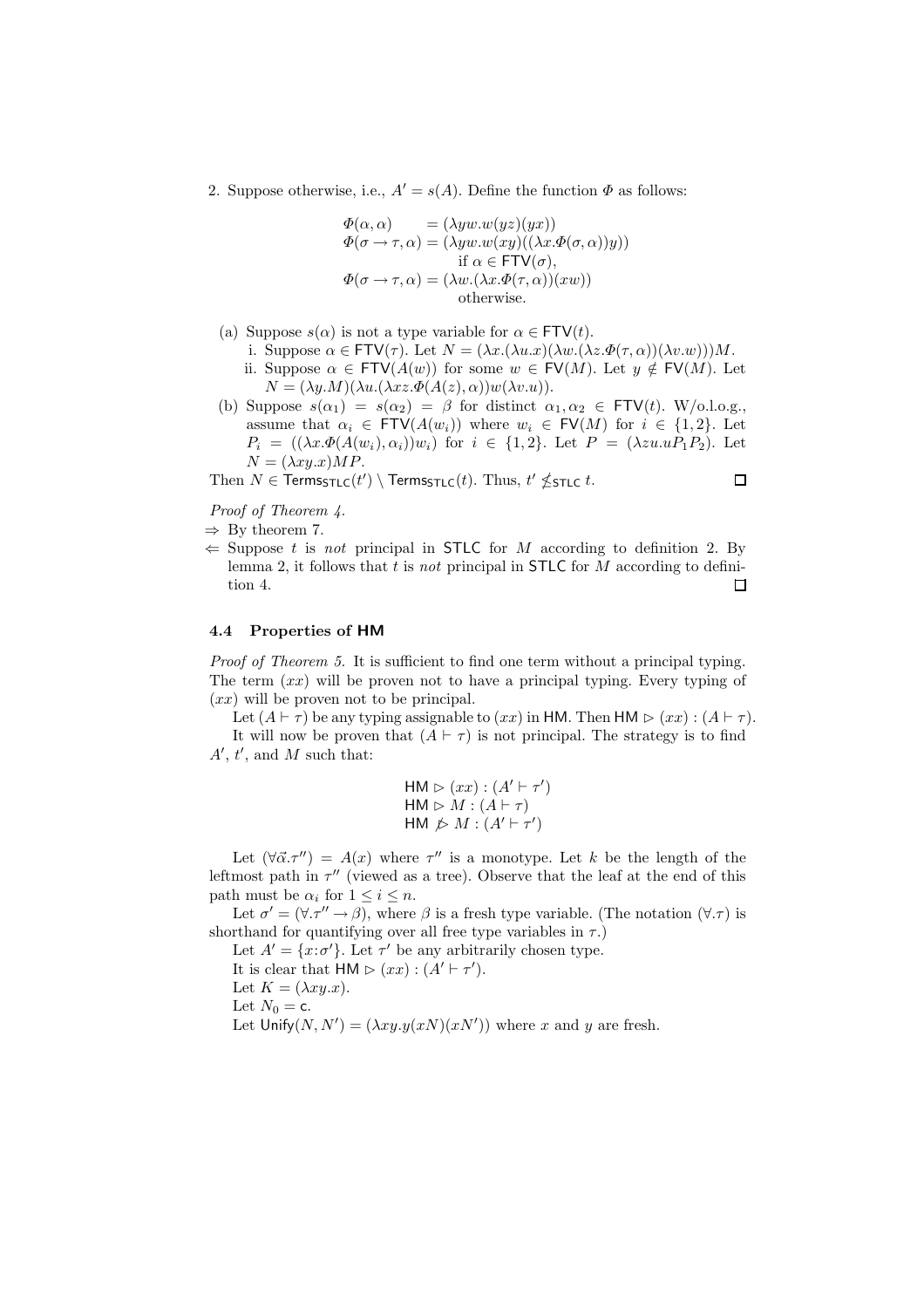2. Suppose otherwise, i.e., $A' = s(A)$. Define the function $\Phi$ as follows:

$$
\begin{aligned}
\Phi(\alpha, \alpha) \quad &= (\lambda y w. w(yz)(yx)) \\
\Phi(\sigma \to \tau, \alpha) &= (\lambda y w. w(xy)((\lambda x.\Phi(\sigma, \alpha))y)) \\
&\qquad \text{if } \alpha \in \mathsf{FTV}(\sigma), \\
\Phi(\sigma \to \tau, \alpha) &= (\lambda w.(\lambda x.\Phi(\tau, \alpha))(xw)) \\
&\qquad \text{otherwise.}
\end{aligned}
$$

(a) Suppose $s(\alpha)$ is not a type variable for $\alpha \in \mathsf{FTV}(t)$.
   i. Suppose $\alpha \in \mathsf{FTV}(\tau)$. Let $N = (\lambda x.(\lambda u.x)(\lambda w.(\lambda z.\Phi(\tau, \alpha))(\lambda v.w)))M$.
   ii. Suppose $\alpha \in \mathsf{FTV}(A(w))$ for some $w \in \mathsf{FV}(M)$. Let $y \notin \mathsf{FV}(M)$. Let $N = (\lambda y.M)(\lambda u.(\lambda xz.\Phi(A(z), \alpha))w(\lambda v.u))$.

(b) Suppose $s(\alpha_1) = s(\alpha_2) = \beta$ for distinct $\alpha_1, \alpha_2 \in \mathsf{FTV}(t)$. W/o.l.o.g., assume that $\alpha_i \in \mathsf{FTV}(A(w_i))$ where $w_i \in \mathsf{FV}(M)$ for $i \in \{1, 2\}$. Let $P_i = ((\lambda x.\Phi(A(w_i), \alpha_i))w_i)$ for $i \in \{1, 2\}$. Let $P = (\lambda zu.uP_1P_2)$. Let $N = (\lambda xy.x)MP$.

Then $N \in \mathsf{Terms}_{\mathsf{STLC}}(t') \setminus \mathsf{Terms}_{\mathsf{STLC}}(t)$. Thus, $t' \not\leq_{\mathsf{STLC}} t$. □

*Proof of Theorem 4.*

⇒ By theorem 7.

⇐ Suppose $t$ is *not* principal in STLC for $M$ according to definition 2. By lemma 2, it follows that $t$ is *not* principal in STLC for $M$ according to definition 4. □

### 4.4 Properties of HM

*Proof of Theorem 5.* It is sufficient to find one term without a principal typing. The term $(xx)$ will be proven not to have a principal typing. Every typing of $(xx)$ will be proven not to be principal.

Let $(A \vdash \tau)$ be any typing assignable to $(xx)$ in HM. Then $\mathsf{HM} \rhd (xx) : (A \vdash \tau)$.

It will now be proven that $(A \vdash \tau)$ is not principal. The strategy is to find $A'$, $t'$, and $M$ such that:

$$
\begin{aligned}
&\mathsf{HM} \rhd (xx) : (A' \vdash \tau') \\
&\mathsf{HM} \rhd M : (A \vdash \tau) \\
&\mathsf{HM} \not\rhd M : (A' \vdash \tau')
\end{aligned}
$$

Let $(\forall \vec{\alpha}.\tau'') = A(x)$ where $\tau''$ is a monotype. Let $k$ be the length of the leftmost path in $\tau''$ (viewed as a tree). Observe that the leaf at the end of this path must be $\alpha_i$ for $1 \leq i \leq n$.

Let $\sigma' = (\forall.\tau'' \to \beta)$, where $\beta$ is a fresh type variable. (The notation $(\forall.\tau)$ is shorthand for quantifying over all free type variables in $\tau$.)

Let $A' = \{x{:}\sigma'\}$. Let $\tau'$ be any arbitrarily chosen type.

It is clear that $\mathsf{HM} \rhd (xx) : (A' \vdash \tau')$.

Let $K = (\lambda xy.x)$.

Let $N_0 = \mathsf{c}$.

Let $\mathsf{Unify}(N, N') = (\lambda xy.y(xN)(xN'))$ where $x$ and $y$ are fresh.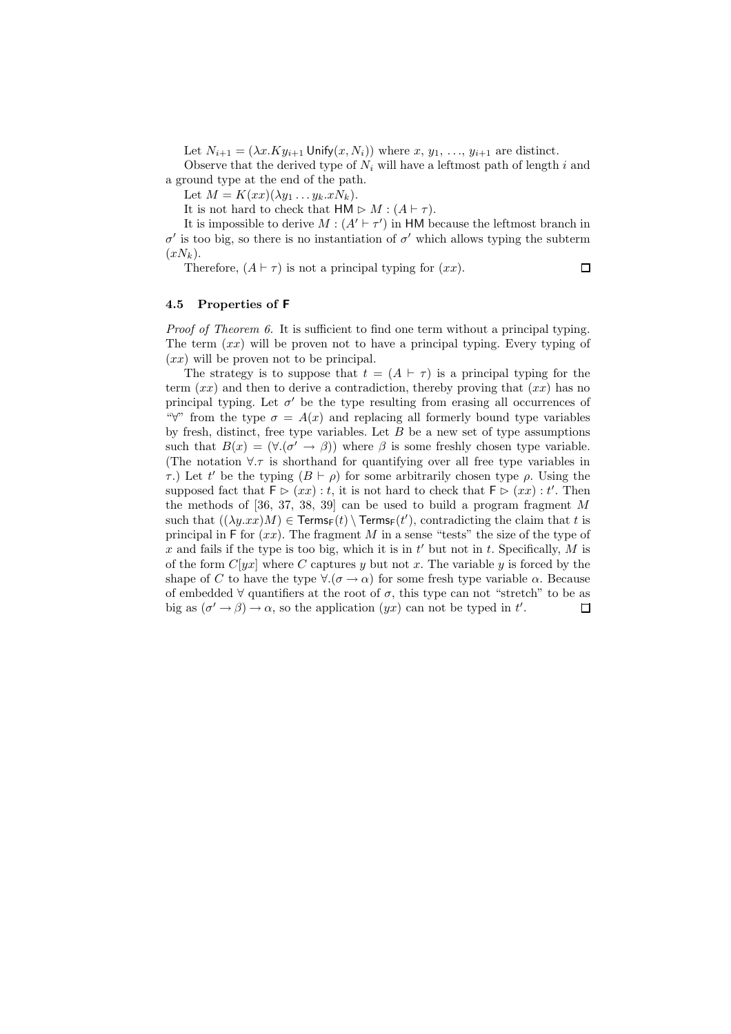Let $N_{i+1} = (\lambda x.K y_{i+1}\,\mathsf{Unify}(x, N_i))$ where $x$, $y_1$, …, $y_{i+1}$ are distinct.

Observe that the derived type of $N_i$ will have a leftmost path of length $i$ and a ground type at the end of the path.

Let $M = K(xx)(\lambda y_1 \ldots y_k.xN_k)$.

It is not hard to check that $\mathsf{HM} \rhd M : (A \vdash \tau)$.

It is impossible to derive $M : (A' \vdash \tau')$ in $\mathsf{HM}$ because the leftmost branch in $\sigma'$ is too big, so there is no instantiation of $\sigma'$ which allows typing the subterm $(xN_k)$.

Therefore, $(A \vdash \tau)$ is not a principal typing for $(xx)$. □

### 4.5 Properties of F

*Proof of Theorem 6.* It is sufficient to find one term without a principal typing. The term $(xx)$ will be proven not to have a principal typing. Every typing of $(xx)$ will be proven not to be principal.

The strategy is to suppose that $t = (A \vdash \tau)$ is a principal typing for the term $(xx)$ and then to derive a contradiction, thereby proving that $(xx)$ has no principal typing. Let $\sigma'$ be the type resulting from erasing all occurrences of "$\forall$" from the type $\sigma = A(x)$ and replacing all formerly bound type variables by fresh, distinct, free type variables. Let $B$ be a new set of type assumptions such that $B(x) = (\forall.(\sigma' \to \beta))$ where $\beta$ is some freshly chosen type variable. (The notation $\forall.\tau$ is shorthand for quantifying over all free type variables in $\tau$.) Let $t'$ be the typing $(B \vdash \rho)$ for some arbitrarily chosen type $\rho$. Using the supposed fact that $\mathsf{F} \rhd (xx) : t$, it is not hard to check that $\mathsf{F} \rhd (xx) : t'$. Then the methods of [36, 37, 38, 39] can be used to build a program fragment $M$ such that $((\lambda y.xx)M) \in \mathsf{Terms}_{\mathsf{F}}(t) \setminus \mathsf{Terms}_{\mathsf{F}}(t')$, contradicting the claim that $t$ is principal in $\mathsf{F}$ for $(xx)$. The fragment $M$ in a sense "tests" the size of the type of $x$ and fails if the type is too big, which it is in $t'$ but not in $t$. Specifically, $M$ is of the form $C[yx]$ where $C$ captures $y$ but not $x$. The variable $y$ is forced by the shape of $C$ to have the type $\forall.(\sigma \to \alpha)$ for some fresh type variable $\alpha$. Because of embedded $\forall$ quantifiers at the root of $\sigma$, this type can not "stretch" to be as big as $(\sigma' \to \beta) \to \alpha$, so the application $(yx)$ can not be typed in $t'$. □